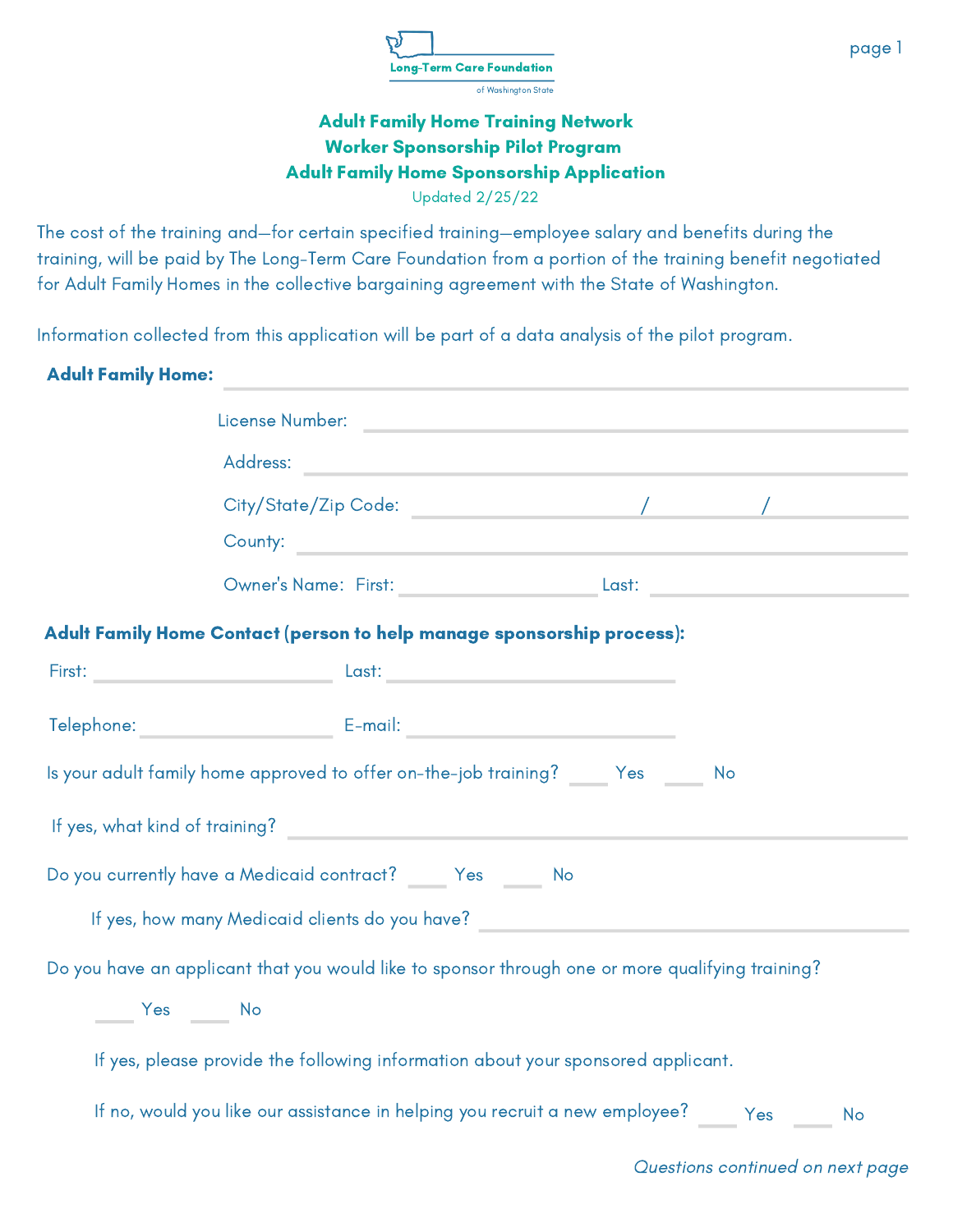Long-Term Care Foundation of Washington State

## Adult Family Home Training Network
## Worker Sponsorship Pilot Program
## Adult Family Home Sponsorship Application

Updated 2/25/22

The cost of the training and—for certain specified training—employee salary and benefits during the training, will be paid by The Long-Term Care Foundation from a portion of the training benefit negotiated for Adult Family Homes in the collective bargaining agreement with the State of Washington.

Information collected from this application will be part of a data analysis of the pilot program.

**Adult Family Home:** ______________________________

License Number: ______________________________

Address: ______________________________

City/State/Zip Code: ______________ / ______________ / ______________

County: ______________________________

Owner's Name: First: ______________ Last: ______________

**Adult Family Home Contact (person to help manage sponsorship process):**

First: ______________ Last: ______________

Telephone: ______________ E-mail: ______________

Is your adult family home approved to offer on-the-job training? ____ Yes ____ No

If yes, what kind of training? ______________________________

Do you currently have a Medicaid contract? ____ Yes ____ No

If yes, how many Medicaid clients do you have? ______________________________

Do you have an applicant that you would like to sponsor through one or more qualifying training?

____ Yes ____ No

If yes, please provide the following information about your sponsored applicant.

If no, would you like our assistance in helping you recruit a new employee? ____ Yes ____ No

*Questions continued on next page*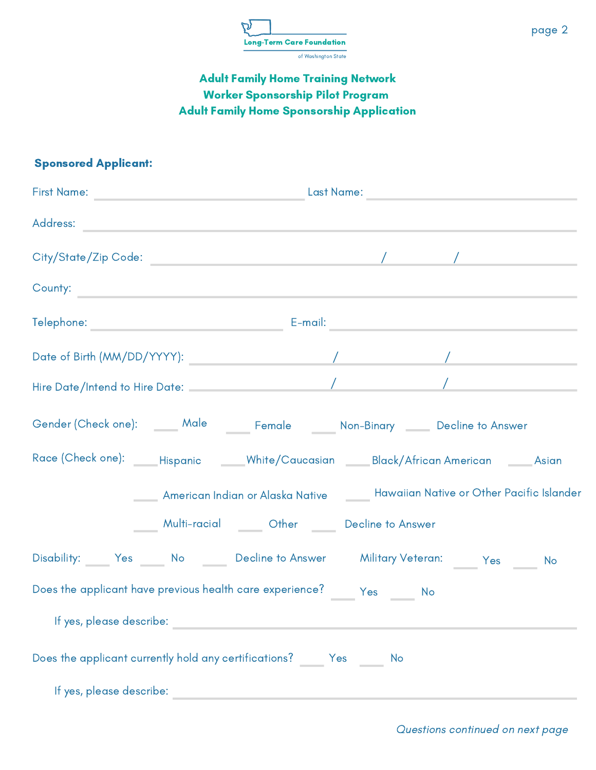Long-Term Care Foundation of Washington State

## Adult Family Home Training Network
## Worker Sponsorship Pilot Program
## Adult Family Home Sponsorship Application

**Sponsored Applicant:**

First Name: ______________________ Last Name: ______________________

Address: ____________________________________________

City/State/Zip Code: ____________________ / __________ / __________

County: ____________________________________________

Telephone: ______________________ E-mail: ______________________

Date of Birth (MM/DD/YYYY): __________ / __________ / __________

Hire Date/Intend to Hire Date: __________ / __________ / __________

Gender (Check one): ____ Male ____ Female ____ Non-Binary ____ Decline to Answer

Race (Check one): ____Hispanic ____White/Caucasian ____Black/African American ____Asian

____ American Indian or Alaska Native ____ Hawaiian Native or Other Pacific Islander

____ Multi-racial ____ Other ____ Decline to Answer

Disability: ____ Yes ____ No ____ Decline to Answer Military Veteran: ____ Yes ____ No

Does the applicant have previous health care experience? ____ Yes ____ No

If yes, please describe: ____________________________________________

Does the applicant currently hold any certifications? ____ Yes ____ No

If yes, please describe: ____________________________________________

*Questions continued on next page*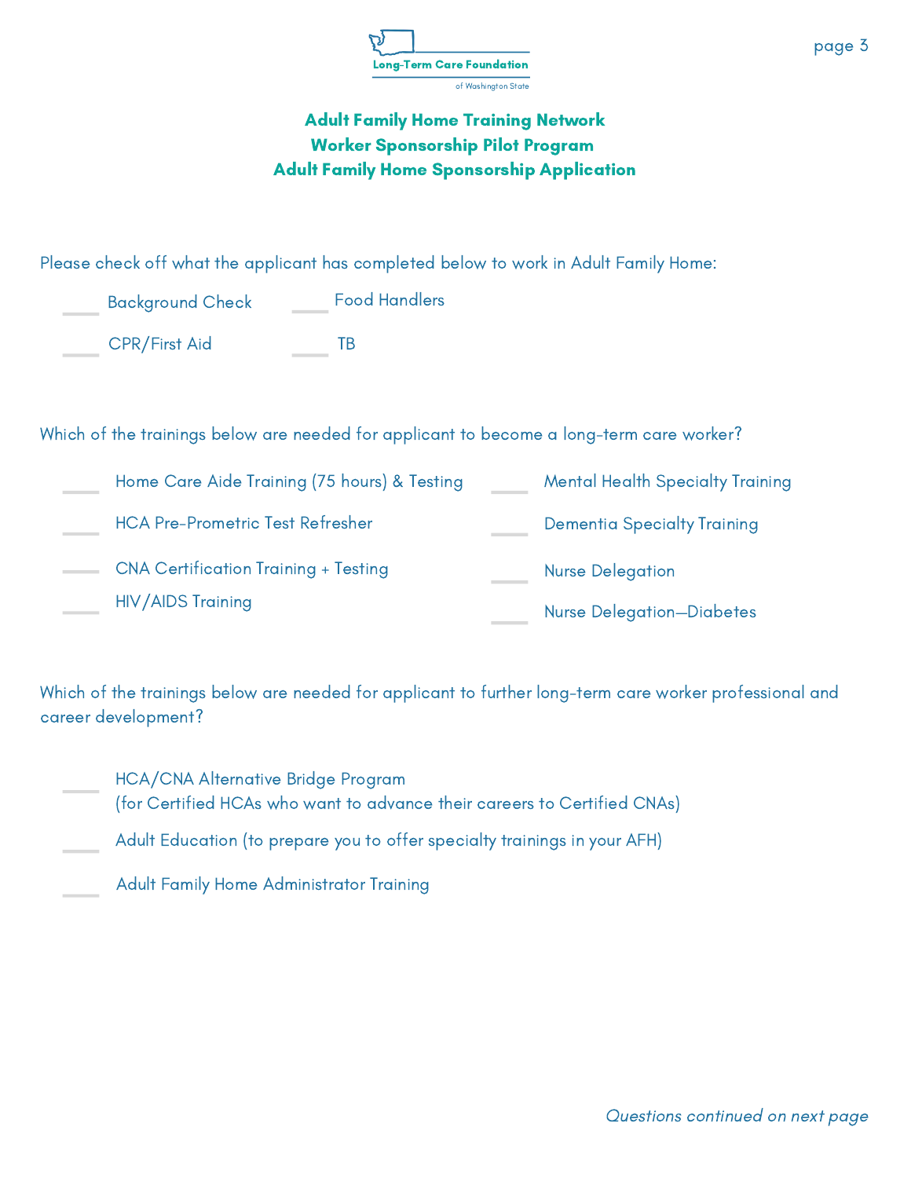**Adult Family Home Training Network**
**Worker Sponsorship Pilot Program**
**Adult Family Home Sponsorship Application**

Please check off what the applicant has completed below to work in Adult Family Home:

- ____ Background Check
- ____ Food Handlers
- ____ CPR/First Aid
- ____ TB

Which of the trainings below are needed for applicant to become a long-term care worker?

- ____ Home Care Aide Training (75 hours) & Testing
- ____ HCA Pre-Prometric Test Refresher
- ____ CNA Certification Training + Testing
- ____ HIV/AIDS Training
- ____ Mental Health Specialty Training
- ____ Dementia Specialty Training
- ____ Nurse Delegation
- ____ Nurse Delegation—Diabetes

Which of the trainings below are needed for applicant to further long-term care worker professional and career development?

- ____ HCA/CNA Alternative Bridge Program
  (for Certified HCAs who want to advance their careers to Certified CNAs)
- ____ Adult Education (to prepare you to offer specialty trainings in your AFH)
- ____ Adult Family Home Administrator Training

*Questions continued on next page*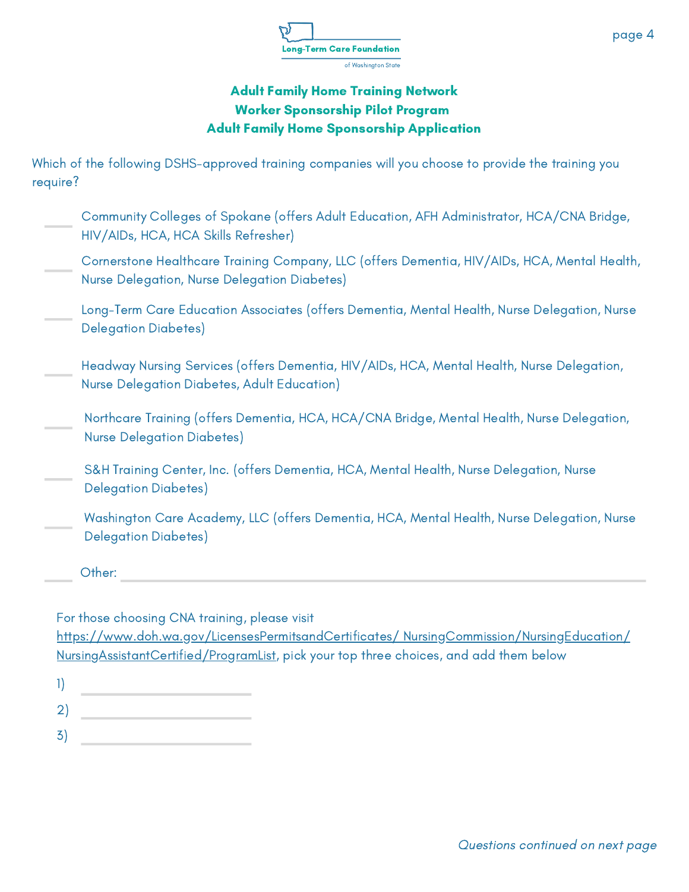**Long-Term Care Foundation of Washington State**

## Adult Family Home Training Network
## Worker Sponsorship Pilot Program
## Adult Family Home Sponsorship Application

Which of the following DSHS-approved training companies will you choose to provide the training you require?

- ____ Community Colleges of Spokane (offers Adult Education, AFH Administrator, HCA/CNA Bridge, HIV/AIDs, HCA, HCA Skills Refresher)
- ____ Cornerstone Healthcare Training Company, LLC (offers Dementia, HIV/AIDs, HCA, Mental Health, Nurse Delegation, Nurse Delegation Diabetes)
- ____ Long-Term Care Education Associates (offers Dementia, Mental Health, Nurse Delegation, Nurse Delegation Diabetes)
- ____ Headway Nursing Services (offers Dementia, HIV/AIDs, HCA, Mental Health, Nurse Delegation, Nurse Delegation Diabetes, Adult Education)
- ____ Northcare Training (offers Dementia, HCA, HCA/CNA Bridge, Mental Health, Nurse Delegation, Nurse Delegation Diabetes)
- ____ S&H Training Center, Inc. (offers Dementia, HCA, Mental Health, Nurse Delegation, Nurse Delegation Diabetes)
- ____ Washington Care Academy, LLC (offers Dementia, HCA, Mental Health, Nurse Delegation, Nurse Delegation Diabetes)
- ____ Other: ______________________________

For those choosing CNA training, please visit https://www.doh.wa.gov/LicensesPermitsandCertificates/ NursingCommission/NursingEducation/ NursingAssistantCertified/ProgramList, pick your top three choices, and add them below

1) ______________________
2) ______________________
3) ______________________

*Questions continued on next page*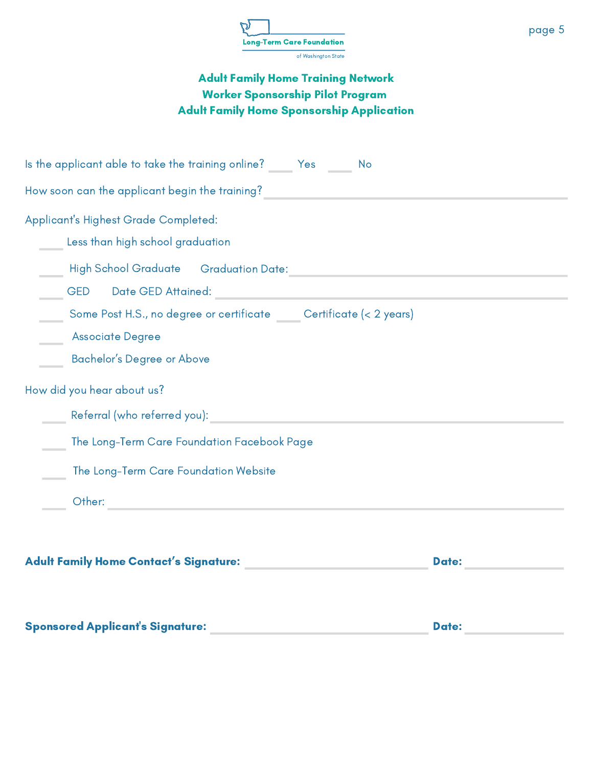Long-Term Care Foundation of Washington State

## Adult Family Home Training Network
## Worker Sponsorship Pilot Program
## Adult Family Home Sponsorship Application

Is the applicant able to take the training online? ____ Yes ____ No

How soon can the applicant begin the training? ______________________________

Applicant's Highest Grade Completed:

____ Less than high school graduation

____ High School Graduate Graduation Date: ______________________________

____ GED Date GED Attained: ______________________________

____ Some Post H.S., no degree or certificate ____ Certificate (< 2 years)

____ Associate Degree

____ Bachelor's Degree or Above

How did you hear about us?

____ Referral (who referred you): ______________________________

____ The Long-Term Care Foundation Facebook Page

____ The Long-Term Care Foundation Website

____ Other: ______________________________

**Adult Family Home Contact's Signature:** ______________________________ **Date:** ____________

**Sponsored Applicant's Signature:** ______________________________ **Date:** ____________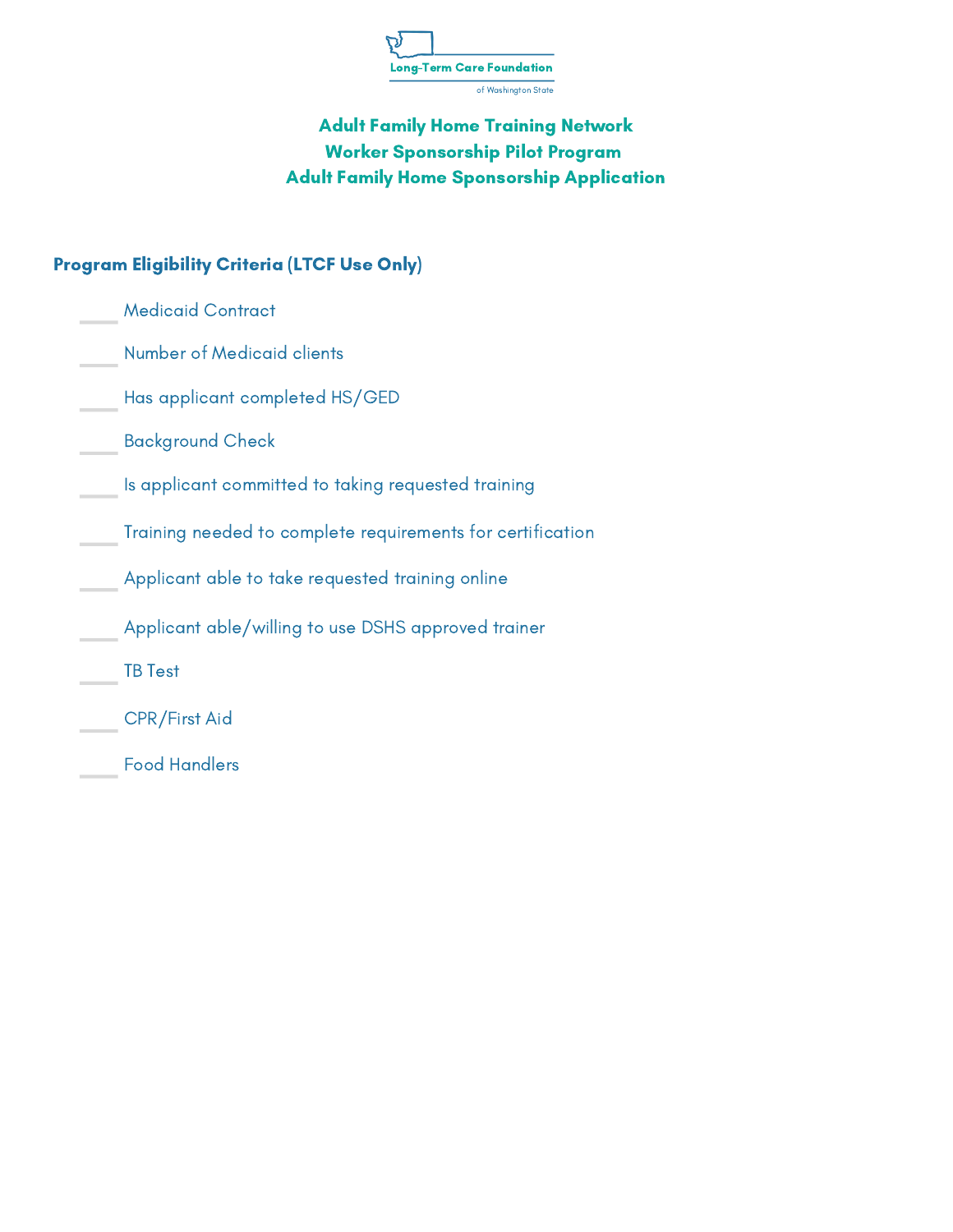Long-Term Care Foundation of Washington State

**Adult Family Home Training Network**
**Worker Sponsorship Pilot Program**
**Adult Family Home Sponsorship Application**

## Program Eligibility Criteria (LTCF Use Only)

____ Medicaid Contract

____ Number of Medicaid clients

____ Has applicant completed HS/GED

____ Background Check

____ Is applicant committed to taking requested training

____ Training needed to complete requirements for certification

____ Applicant able to take requested training online

____ Applicant able/willing to use DSHS approved trainer

____ TB Test

____ CPR/First Aid

____ Food Handlers